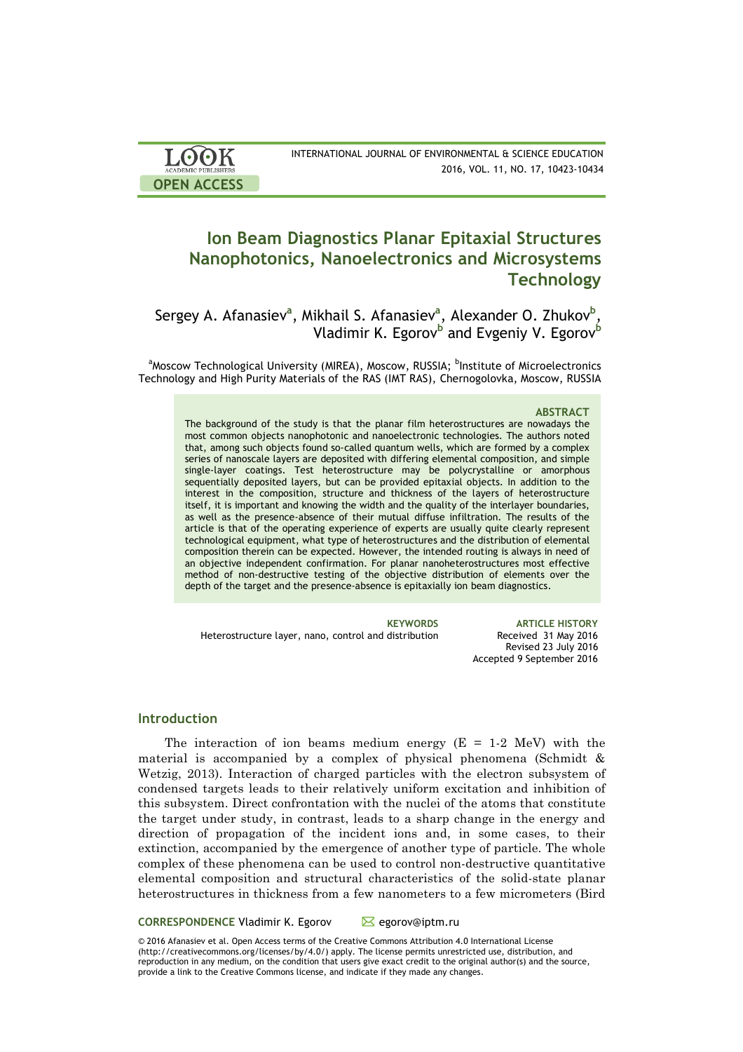# Ion Beam Diagnostics Planar Epitaxial Structures Nanophotonics, Nanoelectronics and Microsystems Technology

Sergey A. Afanasiev[a], Mikhail S. Afanasiev[a], Alexander O. Zhukov[b], Vladimir K. Egorov[b] and Evgeniy V. Egorov[b]

[a]Moscow Technological University (MIREA), Moscow, RUSSIA; [b]Institute of Microelectronics Technology and High Purity Materials of the RAS (IMT RAS), Chernogolovka, Moscow, RUSSIA

### ABSTRACT

The background of the study is that the planar film heterostructures are nowadays the most common objects nanophotonic and nanoelectronic technologies. The authors noted that, among such objects found so-called quantum wells, which are formed by a complex series of nanoscale layers are deposited with differing elemental composition, and simple single-layer coatings. Test heterostructure may be polycrystalline or amorphous sequentially deposited layers, but can be provided epitaxial objects. In addition to the interest in the composition, structure and thickness of the layers of heterostructure itself, it is important and knowing the width and the quality of the interlayer boundaries, as well as the presence-absence of their mutual diffuse infiltration. The results of the article is that of the operating experience of experts are usually quite clearly represent technological equipment, what type of heterostructures and the distribution of elemental composition therein can be expected. However, the intended routing is always in need of an objective independent confirmation. For planar nanoheterostructures most effective method of non-destructive testing of the objective distribution of elements over the depth of the target and the presence-absence is epitaxially ion beam diagnostics.

**KEYWORDS**
Heterostructure layer, nano, control and distribution

**ARTICLE HISTORY**
Received 31 May 2016
Revised 23 July 2016
Accepted 9 September 2016

## Introduction

The interaction of ion beams medium energy (E = 1-2 MeV) with the material is accompanied by a complex of physical phenomena (Schmidt & Wetzig, 2013). Interaction of charged particles with the electron subsystem of condensed targets leads to their relatively uniform excitation and inhibition of this subsystem. Direct confrontation with the nuclei of the atoms that constitute the target under study, in contrast, leads to a sharp change in the energy and direction of propagation of the incident ions and, in some cases, to their extinction, accompanied by the emergence of another type of particle. The whole complex of these phenomena can be used to control non-destructive quantitative elemental composition and structural characteristics of the solid-state planar heterostructures in thickness from a few nanometers to a few micrometers (Bird

**CORRESPONDENCE** Vladimir K. Egorov ✉ egorov@iptm.ru

© 2016 Afanasiev et al. Open Access terms of the Creative Commons Attribution 4.0 International License (http://creativecommons.org/licenses/by/4.0/) apply. The license permits unrestricted use, distribution, and reproduction in any medium, on the condition that users give exact credit to the original author(s) and the source, provide a link to the Creative Commons license, and indicate if they made any changes.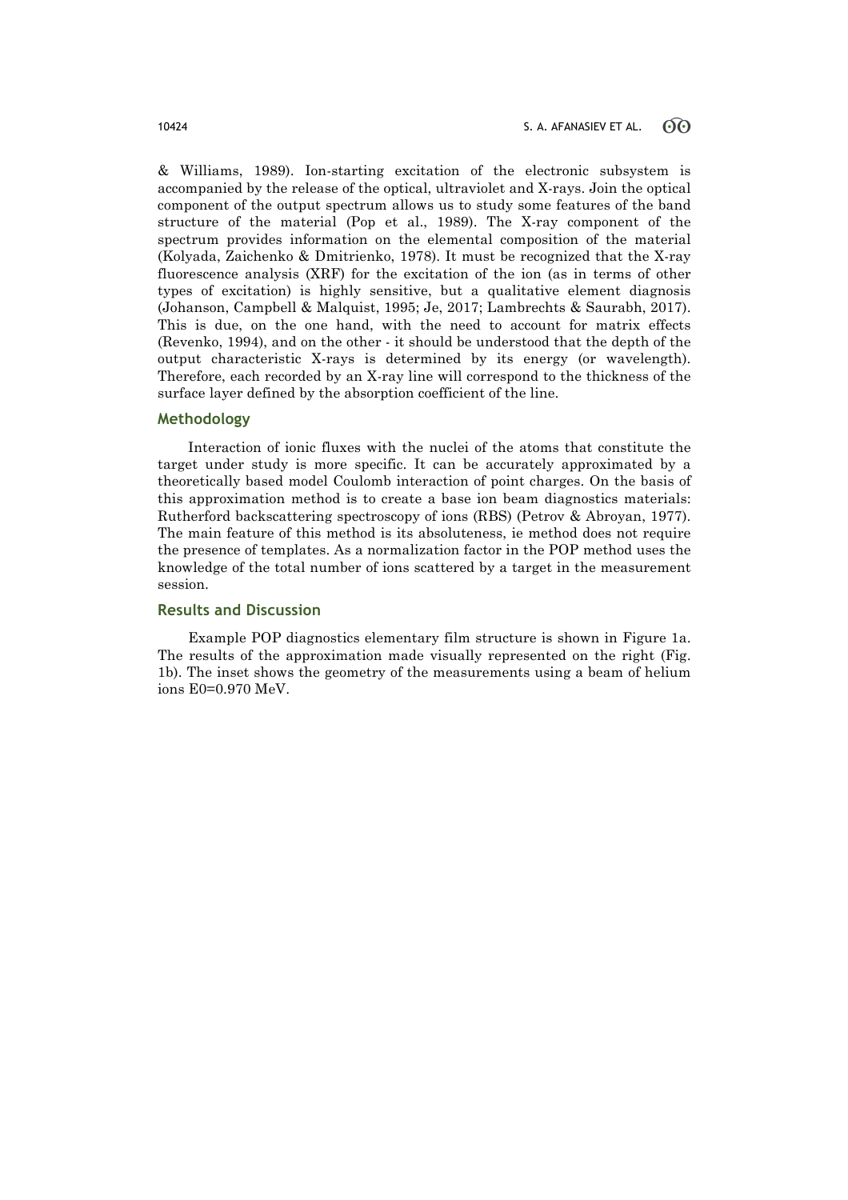& Williams, 1989). Ion-starting excitation of the electronic subsystem is accompanied by the release of the optical, ultraviolet and X-rays. Join the optical component of the output spectrum allows us to study some features of the band structure of the material (Pop et al., 1989). The X-ray component of the spectrum provides information on the elemental composition of the material (Kolyada, Zaichenko & Dmitrienko, 1978). It must be recognized that the X-ray fluorescence analysis (XRF) for the excitation of the ion (as in terms of other types of excitation) is highly sensitive, but a qualitative element diagnosis (Johanson, Campbell & Malquist, 1995; Je, 2017; Lambrechts & Saurabh, 2017). This is due, on the one hand, with the need to account for matrix effects (Revenko, 1994), and on the other - it should be understood that the depth of the output characteristic X-rays is determined by its energy (or wavelength). Therefore, each recorded by an X-ray line will correspond to the thickness of the surface layer defined by the absorption coefficient of the line.

## Methodology

Interaction of ionic fluxes with the nuclei of the atoms that constitute the target under study is more specific. It can be accurately approximated by a theoretically based model Coulomb interaction of point charges. On the basis of this approximation method is to create a base ion beam diagnostics materials: Rutherford backscattering spectroscopy of ions (RBS) (Petrov & Abroyan, 1977). The main feature of this method is its absoluteness, ie method does not require the presence of templates. As a normalization factor in the POP method uses the knowledge of the total number of ions scattered by a target in the measurement session.

## Results and Discussion

Example POP diagnostics elementary film structure is shown in Figure 1a. The results of the approximation made visually represented on the right (Fig. 1b). The inset shows the geometry of the measurements using a beam of helium ions $E_0$=0.970 MeV.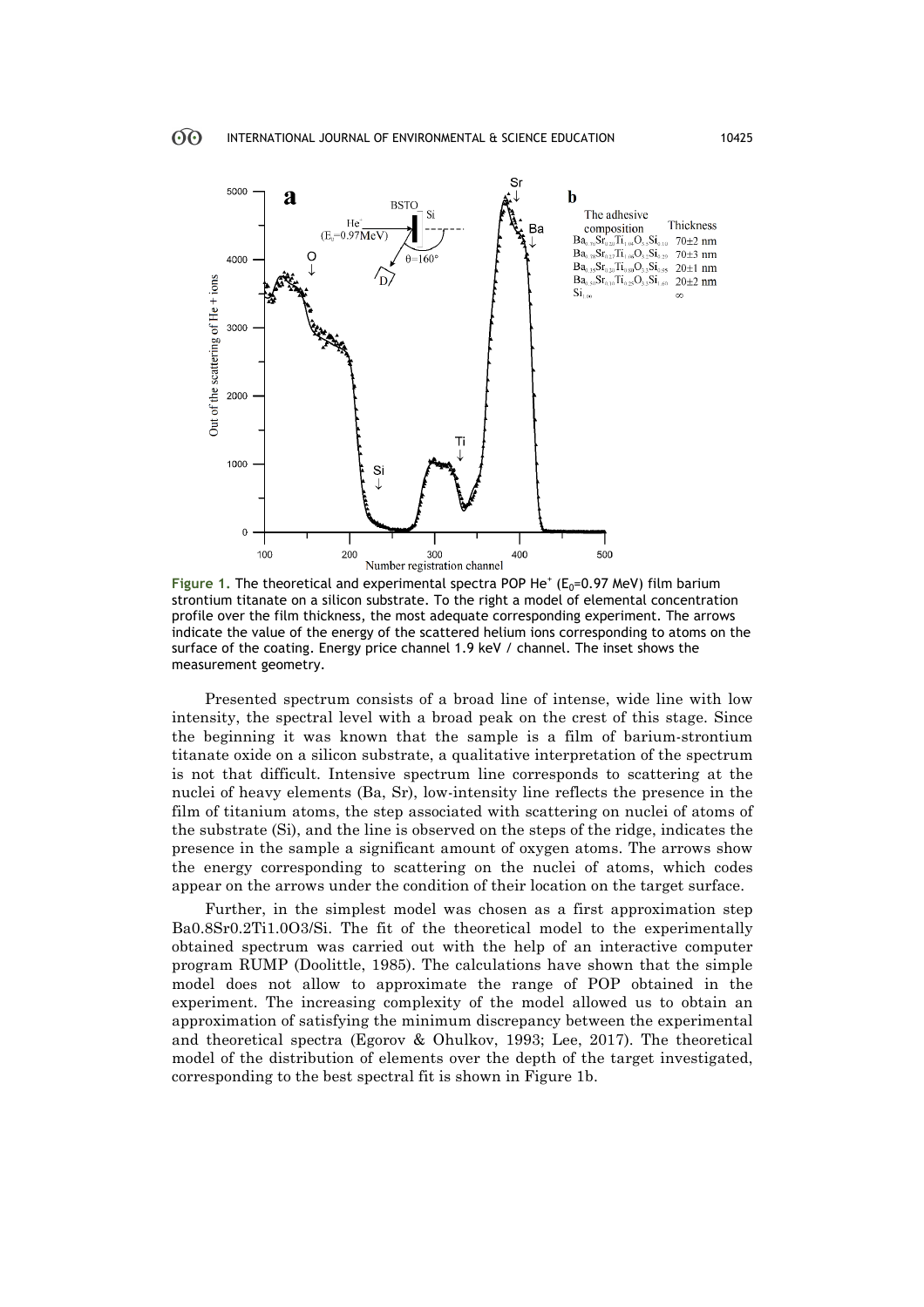Figure 1. The theoretical and experimental spectra POP He$^+$ ($E_0$=0.97 MeV) film barium strontium titanate on a silicon substrate. To the right a model of elemental concentration profile over the film thickness, the most adequate corresponding experiment. The arrows indicate the value of the energy of the scattered helium ions corresponding to atoms on the surface of the coating. Energy price channel 1.9 keV / channel. The inset shows the measurement geometry.

Presented spectrum consists of a broad line of intense, wide line with low intensity, the spectral level with a broad peak on the crest of this stage. Since the beginning it was known that the sample is a film of barium-strontium titanate oxide on a silicon substrate, a qualitative interpretation of the spectrum is not that difficult. Intensive spectrum line corresponds to scattering at the nuclei of heavy elements (Ba, Sr), low-intensity line reflects the presence in the film of titanium atoms, the step associated with scattering on nuclei of atoms of the substrate (Si), and the line is observed on the steps of the ridge, indicates the presence in the sample a significant amount of oxygen atoms. The arrows show the energy corresponding to scattering on the nuclei of atoms, which codes appear on the arrows under the condition of their location on the target surface.

Further, in the simplest model was chosen as a first approximation step $Ba_{0.8}Sr_{0.2}Ti_{1.0}O_3$/Si. The fit of the theoretical model to the experimentally obtained spectrum was carried out with the help of an interactive computer program RUMP (Doolittle, 1985). The calculations have shown that the simple model does not allow to approximate the range of POP obtained in the experiment. The increasing complexity of the model allowed us to obtain an approximation of satisfying the minimum discrepancy between the experimental and theoretical spectra (Egorov & Ohulkov, 1993; Lee, 2017). The theoretical model of the distribution of elements over the depth of the target investigated, corresponding to the best spectral fit is shown in Figure 1b.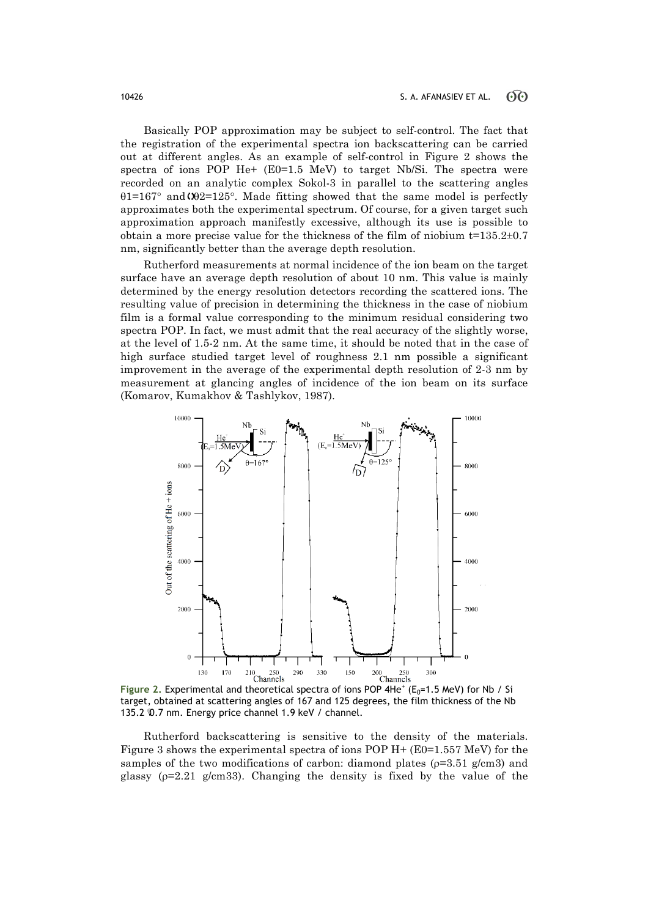Basically POP approximation may be subject to self-control. The fact that the registration of the experimental spectra ion backscattering can be carried out at different angles. As an example of self-control in Figure 2 shows the spectra of ions POP He+ ($E0=1.5$ MeV) to target Nb/Si. The spectra were recorded on an analytic complex Sokol-3 in parallel to the scattering angles $\theta 1=167°$ and $\theta 2=125°$. Made fitting showed that the same model is perfectly approximates both the experimental spectrum. Of course, for a given target such approximation approach manifestly excessive, although its use is possible to obtain a more precise value for the thickness of the film of niobium $t=135.2 \pm 0.7$ nm, significantly better than the average depth resolution.

Rutherford measurements at normal incidence of the ion beam on the target surface have an average depth resolution of about 10 nm. This value is mainly determined by the energy resolution detectors recording the scattered ions. The resulting value of precision in determining the thickness in the case of niobium film is a formal value corresponding to the minimum residual considering two spectra POP. In fact, we must admit that the real accuracy of the slightly worse, at the level of 1.5-2 nm. At the same time, it should be noted that in the case of high surface studied target level of roughness 2.1 nm possible a significant improvement in the average of the experimental depth resolution of 2-3 nm by measurement at glancing angles of incidence of the ion beam on its surface (Komarov, Kumakhov & Tashlykov, 1987).

**Figure 2.** Experimental and theoretical spectra of ions POP $4He^{+}$ ($E_0=1.5$ MeV) for Nb / Si target, obtained at scattering angles of 167 and 125 degrees, the film thickness of the Nb 135.2 ±0.7 nm. Energy price channel 1.9 keV / channel.

Rutherford backscattering is sensitive to the density of the materials. Figure 3 shows the experimental spectra of ions POP H+ ($E0=1.557$ MeV) for the samples of the two modifications of carbon: diamond plates ($\rho=3.51$ g/cm3) and glassy ($\rho=2.21$ g/cm33). Changing the density is fixed by the value of the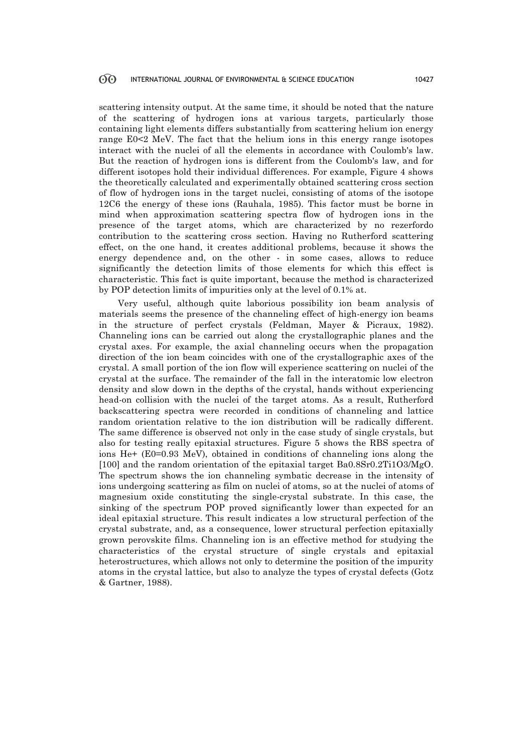scattering intensity output. At the same time, it should be noted that the nature of the scattering of hydrogen ions at various targets, particularly those containing light elements differs substantially from scattering helium ion energy range $E_0<2$ MeV. The fact that the helium ions in this energy range isotopes interact with the nuclei of all the elements in accordance with Coulomb's law. But the reaction of hydrogen ions is different from the Coulomb's law, and for different isotopes hold their individual differences. For example, Figure 4 shows the theoretically calculated and experimentally obtained scattering cross section of flow of hydrogen ions in the target nuclei, consisting of atoms of the isotope $^{12}C_6$ the energy of these ions (Rauhala, 1985). This factor must be borne in mind when approximation scattering spectra flow of hydrogen ions in the presence of the target atoms, which are characterized by no rezerfordo contribution to the scattering cross section. Having no Rutherford scattering effect, on the one hand, it creates additional problems, because it shows the energy dependence and, on the other - in some cases, allows to reduce significantly the detection limits of those elements for which this effect is characteristic. This fact is quite important, because the method is characterized by POP detection limits of impurities only at the level of 0.1% at.

Very useful, although quite laborious possibility ion beam analysis of materials seems the presence of the channeling effect of high-energy ion beams in the structure of perfect crystals (Feldman, Mayer & Picraux, 1982). Channeling ions can be carried out along the crystallographic planes and the crystal axes. For example, the axial channeling occurs when the propagation direction of the ion beam coincides with one of the crystallographic axes of the crystal. A small portion of the ion flow will experience scattering on nuclei of the crystal at the surface. The remainder of the fall in the interatomic low electron density and slow down in the depths of the crystal, hands without experiencing head-on collision with the nuclei of the target atoms. As a result, Rutherford backscattering spectra were recorded in conditions of channeling and lattice random orientation relative to the ion distribution will be radically different. The same difference is observed not only in the case study of single crystals, but also for testing really epitaxial structures. Figure 5 shows the RBS spectra of ions $He^+$ ($E_0=0.93$ MeV), obtained in conditions of channeling ions along the [100] and the random orientation of the epitaxial target $Ba_{0.8}Sr_{0.2}Ti_1O_3/MgO$. The spectrum shows the ion channeling symbatic decrease in the intensity of ions undergoing scattering as film on nuclei of atoms, so at the nuclei of atoms of magnesium oxide constituting the single-crystal substrate. In this case, the sinking of the spectrum POP proved significantly lower than expected for an ideal epitaxial structure. This result indicates a low structural perfection of the crystal substrate, and, as a consequence, lower structural perfection epitaxially grown perovskite films. Channeling ion is an effective method for studying the characteristics of the crystal structure of single crystals and epitaxial heterostructures, which allows not only to determine the position of the impurity atoms in the crystal lattice, but also to analyze the types of crystal defects (Gotz & Gartner, 1988).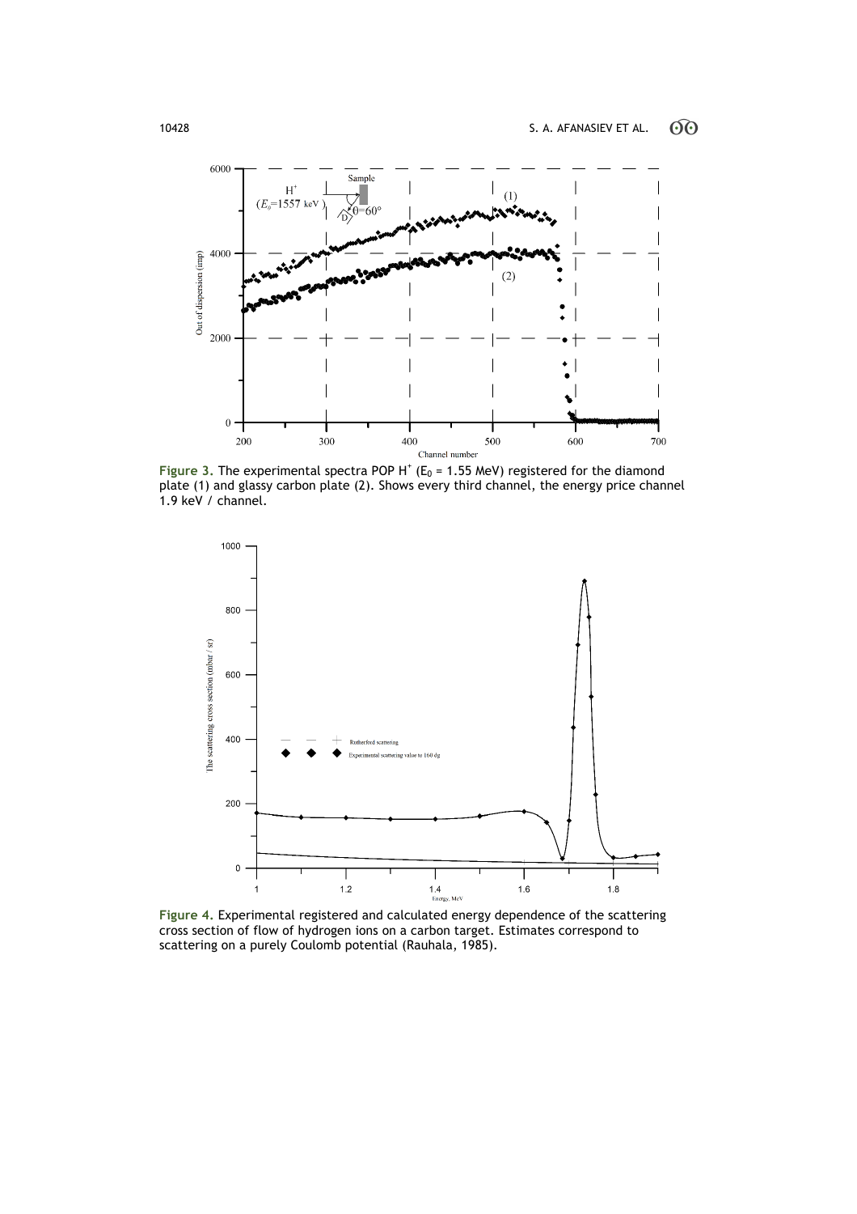**Figure 3.** The experimental spectra POP $H^{+}$ ($E_0$ = 1.55 MeV) registered for the diamond plate (1) and glassy carbon plate (2). Shows every third channel, the energy price channel 1.9 keV / channel.

**Figure 4.** Experimental registered and calculated energy dependence of the scattering cross section of flow of hydrogen ions on a carbon target. Estimates correspond to scattering on a purely Coulomb potential (Rauhala, 1985).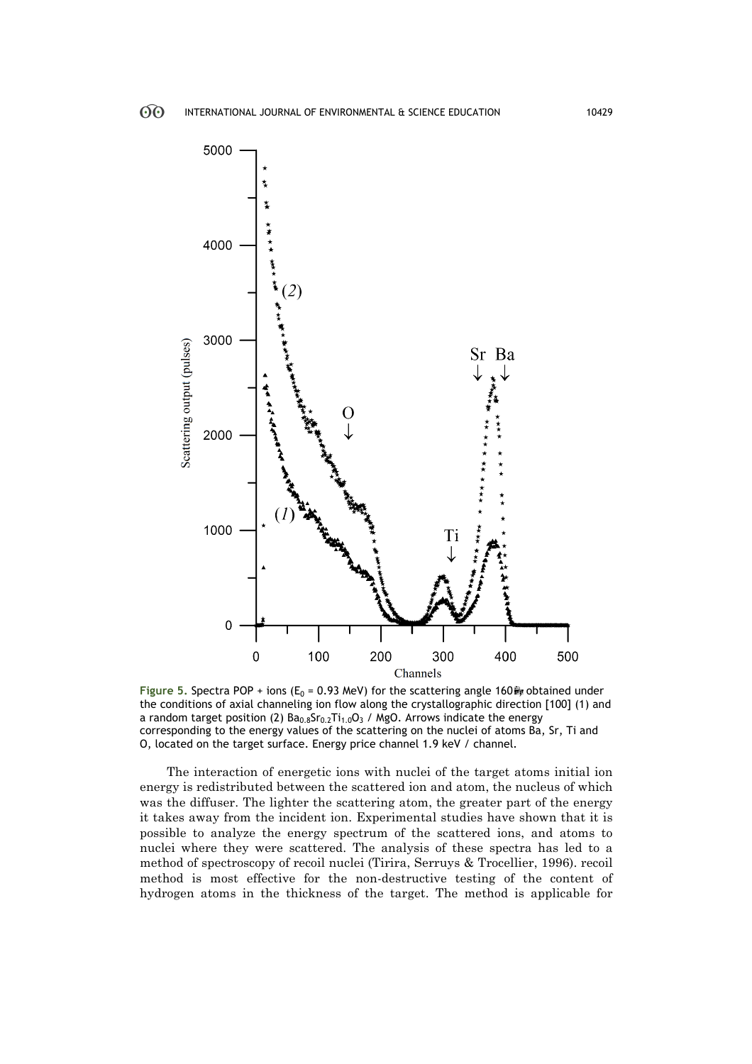Figure 5. Spectra POP + ions ($E_0$ = 0.93 MeV) for the scattering angle 160, obtained under the conditions of axial channeling ion flow along the crystallographic direction [100] (1) and a random target position (2) $Ba_{0.8}Sr_{0.2}Ti_{1.0}O_3$ / MgO. Arrows indicate the energy corresponding to the energy values of the scattering on the nuclei of atoms Ba, Sr, Ti and O, located on the target surface. Energy price channel 1.9 keV / channel.

The interaction of energetic ions with nuclei of the target atoms initial ion energy is redistributed between the scattered ion and atom, the nucleus of which was the diffuser. The lighter the scattering atom, the greater part of the energy it takes away from the incident ion. Experimental studies have shown that it is possible to analyze the energy spectrum of the scattered ions, and atoms to nuclei where they were scattered. The analysis of these spectra has led to a method of spectroscopy of recoil nuclei (Tirira, Serruys & Trocellier, 1996). recoil method is most effective for the non-destructive testing of the content of hydrogen atoms in the thickness of the target. The method is applicable for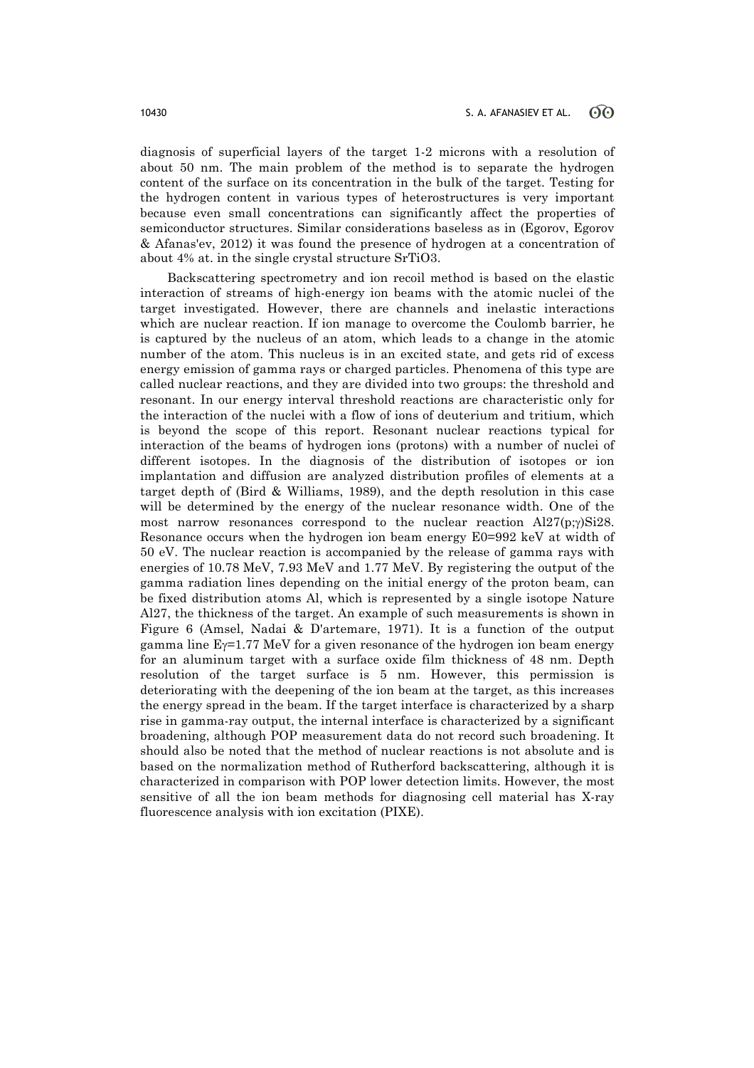diagnosis of superficial layers of the target 1-2 microns with a resolution of about 50 nm. The main problem of the method is to separate the hydrogen content of the surface on its concentration in the bulk of the target. Testing for the hydrogen content in various types of heterostructures is very important because even small concentrations can significantly affect the properties of semiconductor structures. Similar considerations baseless as in (Egorov, Egorov & Afanas'ev, 2012) it was found the presence of hydrogen at a concentration of about 4% at. in the single crystal structure $SrTiO_3$.

Backscattering spectrometry and ion recoil method is based on the elastic interaction of streams of high-energy ion beams with the atomic nuclei of the target investigated. However, there are channels and inelastic interactions which are nuclear reaction. If ion manage to overcome the Coulomb barrier, he is captured by the nucleus of an atom, which leads to a change in the atomic number of the atom. This nucleus is in an excited state, and gets rid of excess energy emission of gamma rays or charged particles. Phenomena of this type are called nuclear reactions, and they are divided into two groups: the threshold and resonant. In our energy interval threshold reactions are characteristic only for the interaction of the nuclei with a flow of ions of deuterium and tritium, which is beyond the scope of this report. Resonant nuclear reactions typical for interaction of the beams of hydrogen ions (protons) with a number of nuclei of different isotopes. In the diagnosis of the distribution of isotopes or ion implantation and diffusion are analyzed distribution profiles of elements at a target depth of (Bird & Williams, 1989), and the depth resolution in this case will be determined by the energy of the nuclear resonance width. One of the most narrow resonances correspond to the nuclear reaction Al27(p;γ)Si28. Resonance occurs when the hydrogen ion beam energy $E_0$=992 keV at width of 50 eV. The nuclear reaction is accompanied by the release of gamma rays with energies of 10.78 MeV, 7.93 MeV and 1.77 MeV. By registering the output of the gamma radiation lines depending on the initial energy of the proton beam, can be fixed distribution atoms Al, which is represented by a single isotope Nature Al27, the thickness of the target. An example of such measurements is shown in Figure 6 (Amsel, Nadai & D'artemare, 1971). It is a function of the output gamma line $E_\gamma$=1.77 MeV for a given resonance of the hydrogen ion beam energy for an aluminum target with a surface oxide film thickness of 48 nm. Depth resolution of the target surface is 5 nm. However, this permission is deteriorating with the deepening of the ion beam at the target, as this increases the energy spread in the beam. If the target interface is characterized by a sharp rise in gamma-ray output, the internal interface is characterized by a significant broadening, although POP measurement data do not record such broadening. It should also be noted that the method of nuclear reactions is not absolute and is based on the normalization method of Rutherford backscattering, although it is characterized in comparison with POP lower detection limits. However, the most sensitive of all the ion beam methods for diagnosing cell material has X-ray fluorescence analysis with ion excitation (PIXE).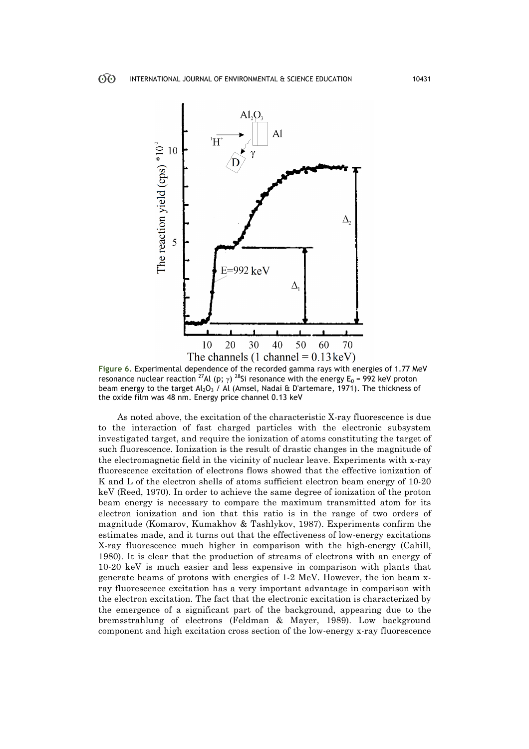**Figure 6.** Experimental dependence of the recorded gamma rays with energies of 1.77 MeV resonance nuclear reaction $^{27}Al$ (p; $\gamma$) $^{28}Si$ resonance with the energy $E_0$ = 992 keV proton beam energy to the target $Al_2O_3$ / Al (Amsel, Nadai & D'artemare, 1971). The thickness of the oxide film was 48 nm. Energy price channel 0.13 keV

As noted above, the excitation of the characteristic X-ray fluorescence is due to the interaction of fast charged particles with the electronic subsystem investigated target, and require the ionization of atoms constituting the target of such fluorescence. Ionization is the result of drastic changes in the magnitude of the electromagnetic field in the vicinity of nuclear leave. Experiments with x-ray fluorescence excitation of electrons flows showed that the effective ionization of K and L of the electron shells of atoms sufficient electron beam energy of 10-20 keV (Reed, 1970). In order to achieve the same degree of ionization of the proton beam energy is necessary to compare the maximum transmitted atom for its electron ionization and ion that this ratio is in the range of two orders of magnitude (Komarov, Kumakhov & Tashlykov, 1987). Experiments confirm the estimates made, and it turns out that the effectiveness of low-energy excitations X-ray fluorescence much higher in comparison with the high-energy (Cahill, 1980). It is clear that the production of streams of electrons with an energy of 10-20 keV is much easier and less expensive in comparison with plants that generate beams of protons with energies of 1-2 MeV. However, the ion beam x-ray fluorescence excitation has a very important advantage in comparison with the electron excitation. The fact that the electronic excitation is characterized by the emergence of a significant part of the background, appearing due to the bremsstrahlung of electrons (Feldman & Mayer, 1989). Low background component and high excitation cross section of the low-energy x-ray fluorescence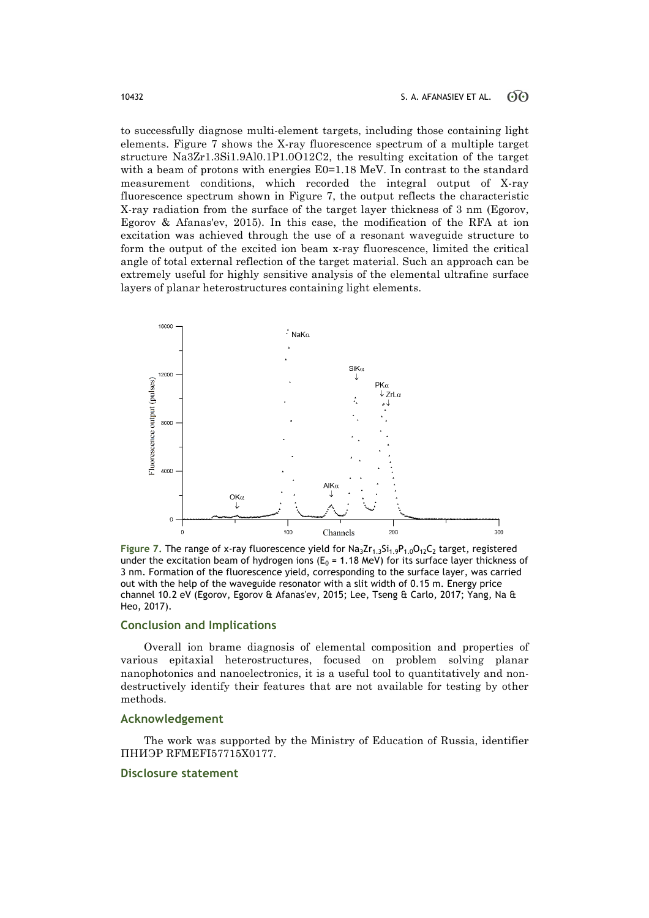to successfully diagnose multi-element targets, including those containing light elements. Figure 7 shows the X-ray fluorescence spectrum of a multiple target structure Na3Zr1.3Si1.9Al0.1P1.0O12C2, the resulting excitation of the target with a beam of protons with energies E0=1.18 MeV. In contrast to the standard measurement conditions, which recorded the integral output of X-ray fluorescence spectrum shown in Figure 7, the output reflects the characteristic X-ray radiation from the surface of the target layer thickness of 3 nm (Egorov, Egorov & Afanas'ev, 2015). In this case, the modification of the RFA at ion excitation was achieved through the use of a resonant waveguide structure to form the output of the excited ion beam x-ray fluorescence, limited the critical angle of total external reflection of the target material. Such an approach can be extremely useful for highly sensitive analysis of the elemental ultrafine surface layers of planar heterostructures containing light elements.

**Figure 7.** The range of x-ray fluorescence yield for $Na_3Zr_{1.3}Si_{1.9}P_{1.0}O_{12}C_2$ target, registered under the excitation beam of hydrogen ions ($E_0$ = 1.18 MeV) for its surface layer thickness of 3 nm. Formation of the fluorescence yield, corresponding to the surface layer, was carried out with the help of the waveguide resonator with a slit width of 0.15 m. Energy price channel 10.2 eV (Egorov, Egorov & Afanas'ev, 2015; Lee, Tseng & Carlo, 2017; Yang, Na & Heo, 2017).

## Conclusion and Implications

Overall ion brame diagnosis of elemental composition and properties of various epitaxial heterostructures, focused on problem solving planar nanophotonics and nanoelectronics, it is a useful tool to quantitatively and non-destructively identify their features that are not available for testing by other methods.

## Acknowledgement

The work was supported by the Ministry of Education of Russia, identifier ПНИЭР RFMEFI57715X0177.

## Disclosure statement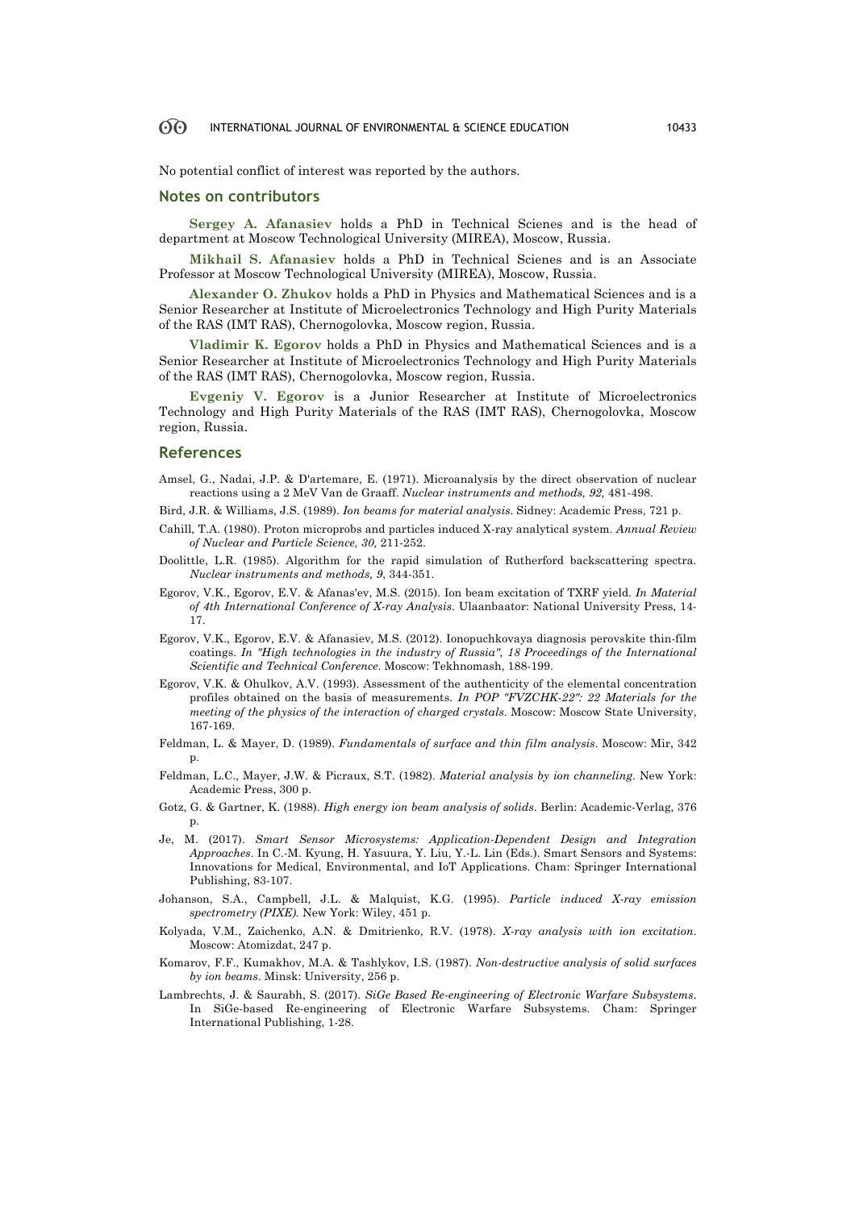No potential conflict of interest was reported by the authors.

## Notes on contributors

**Sergey A. Afanasiev** holds a PhD in Technical Scienes and is the head of department at Moscow Technological University (MIREA), Moscow, Russia.

**Mikhail S. Afanasiev** holds a PhD in Technical Scienes and is an Associate Professor at Moscow Technological University (MIREA), Moscow, Russia.

**Alexander O. Zhukov** holds a PhD in Physics and Mathematical Sciences and is a Senior Researcher at Institute of Microelectronics Technology and High Purity Materials of the RAS (IMT RAS), Chernogolovka, Moscow region, Russia.

**Vladimir K. Egorov** holds a PhD in Physics and Mathematical Sciences and is a Senior Researcher at Institute of Microelectronics Technology and High Purity Materials of the RAS (IMT RAS), Chernogolovka, Moscow region, Russia.

**Evgeniy V. Egorov** is a Junior Researcher at Institute of Microelectronics Technology and High Purity Materials of the RAS (IMT RAS), Chernogolovka, Moscow region, Russia.

## References

Amsel, G., Nadai, J.P. & D'artemare, E. (1971). Microanalysis by the direct observation of nuclear reactions using a 2 MeV Van de Graaff. *Nuclear instruments and methods, 92,* 481-498.

Bird, J.R. & Williams, J.S. (1989). *Ion beams for material analysis*. Sidney: Academic Press, 721 p.

Cahill, T.A. (1980). Proton microprobs and particles induced X-ray analytical system. *Annual Review of Nuclear and Particle Science, 30,* 211-252.

Doolittle, L.R. (1985). Algorithm for the rapid simulation of Rutherford backscattering spectra. *Nuclear instruments and methods, 9*, 344-351.

Egorov, V.K., Egorov, E.V. & Afanas'ev, M.S. (2015). Ion beam excitation of TXRF yield. *In Material of 4th International Conference of X-ray Analysis*. Ulaanbaator: National University Press, 14-17.

Egorov, V.K., Egorov, E.V. & Afanasiev, M.S. (2012). Ionopuchkovaya diagnosis perovskite thin-film coatings. *In "High technologies in the industry of Russia", 18 Proceedings of the International Scientific and Technical Conference*. Moscow: Tekhnomash, 188-199.

Egorov, V.K. & Ohulkov, A.V. (1993). Assessment of the authenticity of the elemental concentration profiles obtained on the basis of measurements. *In POP "FVZCHK-22": 22 Materials for the meeting of the physics of the interaction of charged crystals*. Moscow: Moscow State University, 167-169.

Feldman, L. & Mayer, D. (1989). *Fundamentals of surface and thin film analysis*. Moscow: Mir, 342 p.

Feldman, L.C., Mayer, J.W. & Picraux, S.T. (1982). *Material analysis by ion channeling*. New York: Academic Press, 300 p.

Gotz, G. & Gartner, K. (1988). *High energy ion beam analysis of solids*. Berlin: Academic-Verlag, 376 p.

Je, M. (2017). *Smart Sensor Microsystems: Application-Dependent Design and Integration Approaches*. In C.-M. Kyung, H. Yasuura, Y. Liu, Y.-L. Lin (Eds.). Smart Sensors and Systems: Innovations for Medical, Environmental, and IoT Applications. Cham: Springer International Publishing, 83-107.

Johanson, S.A., Campbell, J.L. & Malquist, K.G. (1995). *Particle induced X-ray emission spectrometry (PIXE)*. New York: Wiley, 451 p.

Kolyada, V.M., Zaichenko, A.N. & Dmitrienko, R.V. (1978). *X-ray analysis with ion excitation*. Moscow: Atomizdat, 247 p.

Komarov, F.F., Kumakhov, M.A. & Tashlykov, I.S. (1987). *Non-destructive analysis of solid surfaces by ion beams*. Minsk: University, 256 p.

Lambrechts, J. & Saurabh, S. (2017). *SiGe Based Re-engineering of Electronic Warfare Subsystems*. In SiGe-based Re-engineering of Electronic Warfare Subsystems. Cham: Springer International Publishing, 1-28.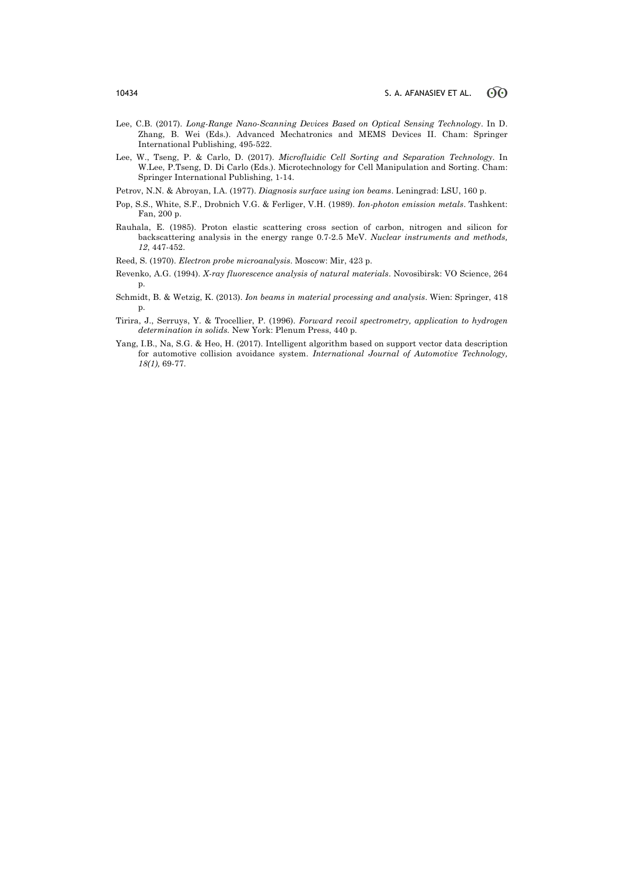Lee, C.B. (2017). *Long-Range Nano-Scanning Devices Based on Optical Sensing Technology*. In D. Zhang, B. Wei (Eds.). Advanced Mechatronics and MEMS Devices II. Cham: Springer International Publishing, 495-522.

Lee, W., Tseng, P. & Carlo, D. (2017). *Microfluidic Cell Sorting and Separation Technology*. In W.Lee, P.Tseng, D. Di Carlo (Eds.). Microtechnology for Cell Manipulation and Sorting. Cham: Springer International Publishing, 1-14.

Petrov, N.N. & Abroyan, I.A. (1977). *Diagnosis surface using ion beams*. Leningrad: LSU, 160 p.

Pop, S.S., White, S.F., Drobnich V.G. & Ferliger, V.H. (1989). *Ion-photon emission metals*. Tashkent: Fan, 200 p.

Rauhala, E. (1985). Proton elastic scattering cross section of carbon, nitrogen and silicon for backscattering analysis in the energy range 0.7-2.5 MeV. *Nuclear instruments and methods, 12*, 447-452.

Reed, S. (1970). *Electron probe microanalysis*. Moscow: Mir, 423 p.

Revenko, A.G. (1994). *X-ray fluorescence analysis of natural materials*. Novosibirsk: VO Science, 264 p.

Schmidt, B. & Wetzig, K. (2013). *Ion beams in material processing and analysis*. Wien: Springer, 418 p.

Tirira, J., Serruys, Y. & Trocellier, P. (1996). *Forward recoil spectrometry, application to hydrogen determination in solids.* New York: Plenum Press, 440 p.

Yang, I.B., Na, S.G. & Heo, H. (2017). Intelligent algorithm based on support vector data description for automotive collision avoidance system. *International Journal of Automotive Technology, 18(1),* 69-77.